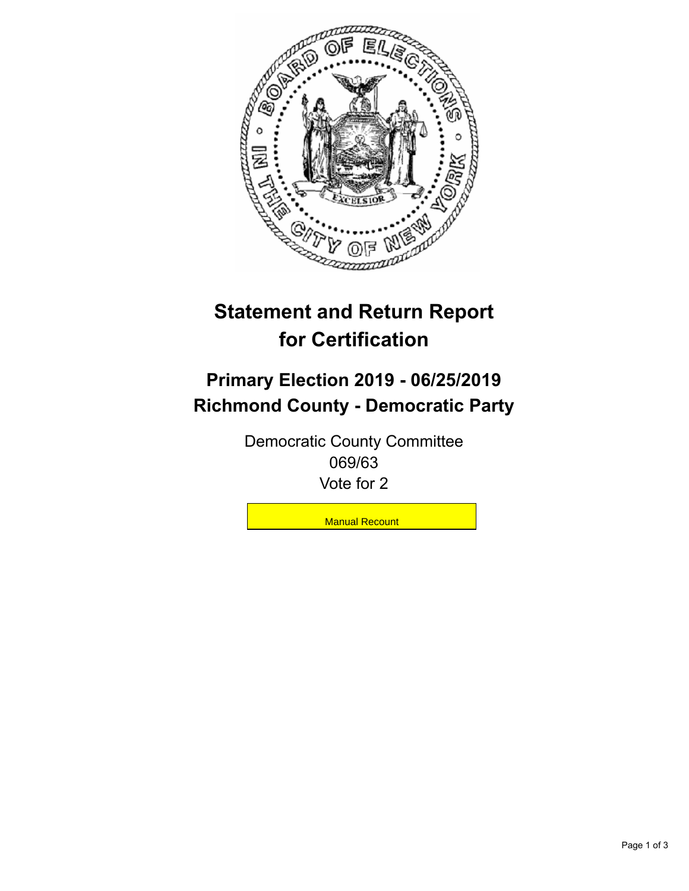# Statement and Return Report for Certification

## Primary Election 2019 - 06/25/2019
## Richmond County - Democratic Party

Democratic County Committee
069/63
Vote for 2

Manual Recount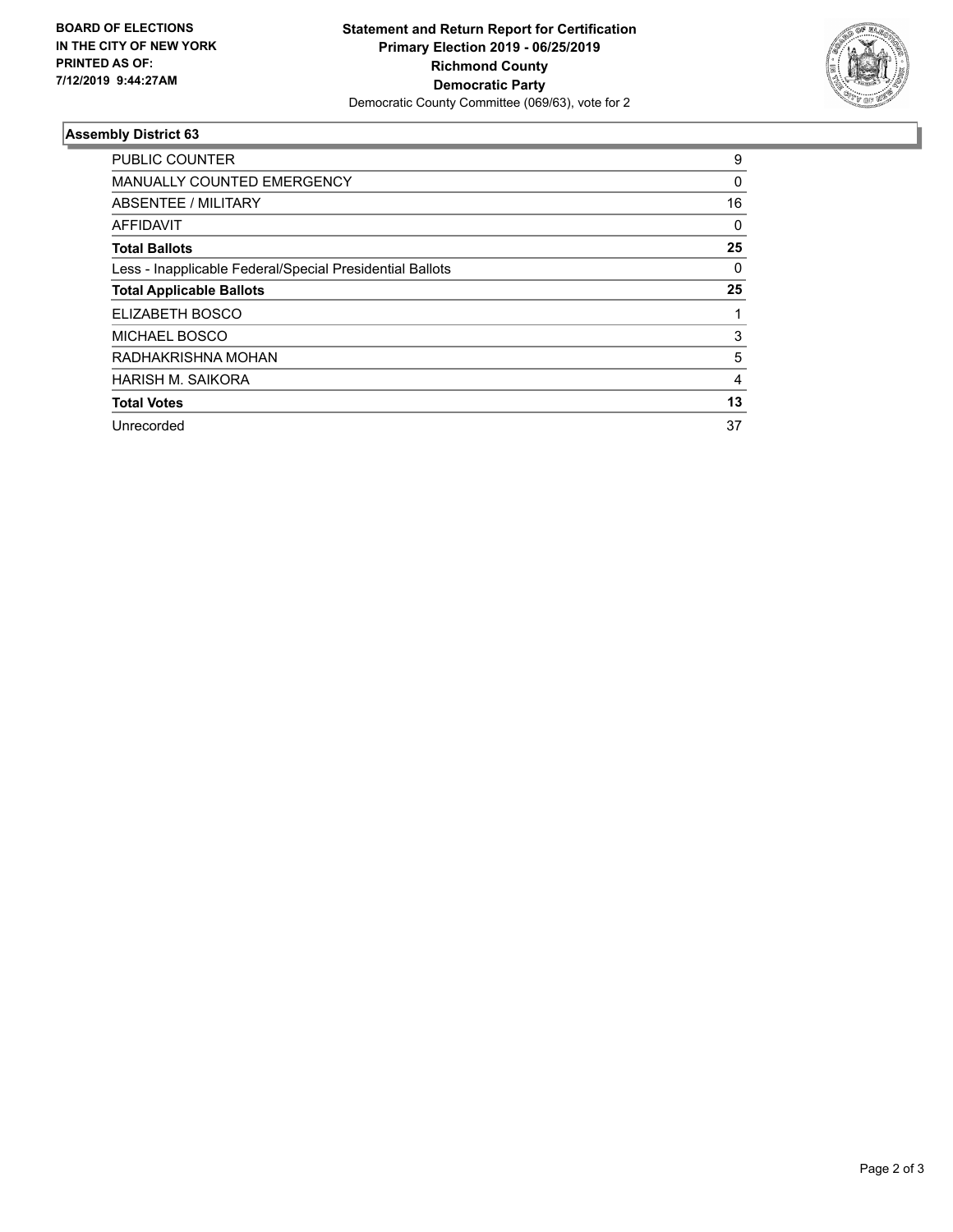**BOARD OF ELECTIONS IN THE CITY OF NEW YORK PRINTED AS OF: 7/12/2019 9:44:27AM**

**Statement and Return Report for Certification**
**Primary Election 2019 - 06/25/2019**
**Richmond County**
**Democratic Party**
Democratic County Committee (069/63), vote for 2

## Assembly District 63

| | |
|---|---|
| PUBLIC COUNTER | 9 |
| MANUALLY COUNTED EMERGENCY | 0 |
| ABSENTEE / MILITARY | 16 |
| AFFIDAVIT | 0 |
| **Total Ballots** | **25** |
| Less - Inapplicable Federal/Special Presidential Ballots | 0 |
| **Total Applicable Ballots** | **25** |
| ELIZABETH BOSCO | 1 |
| MICHAEL BOSCO | 3 |
| RADHAKRISHNA MOHAN | 5 |
| HARISH M. SAIKORA | 4 |
| **Total Votes** | **13** |
| Unrecorded | 37 |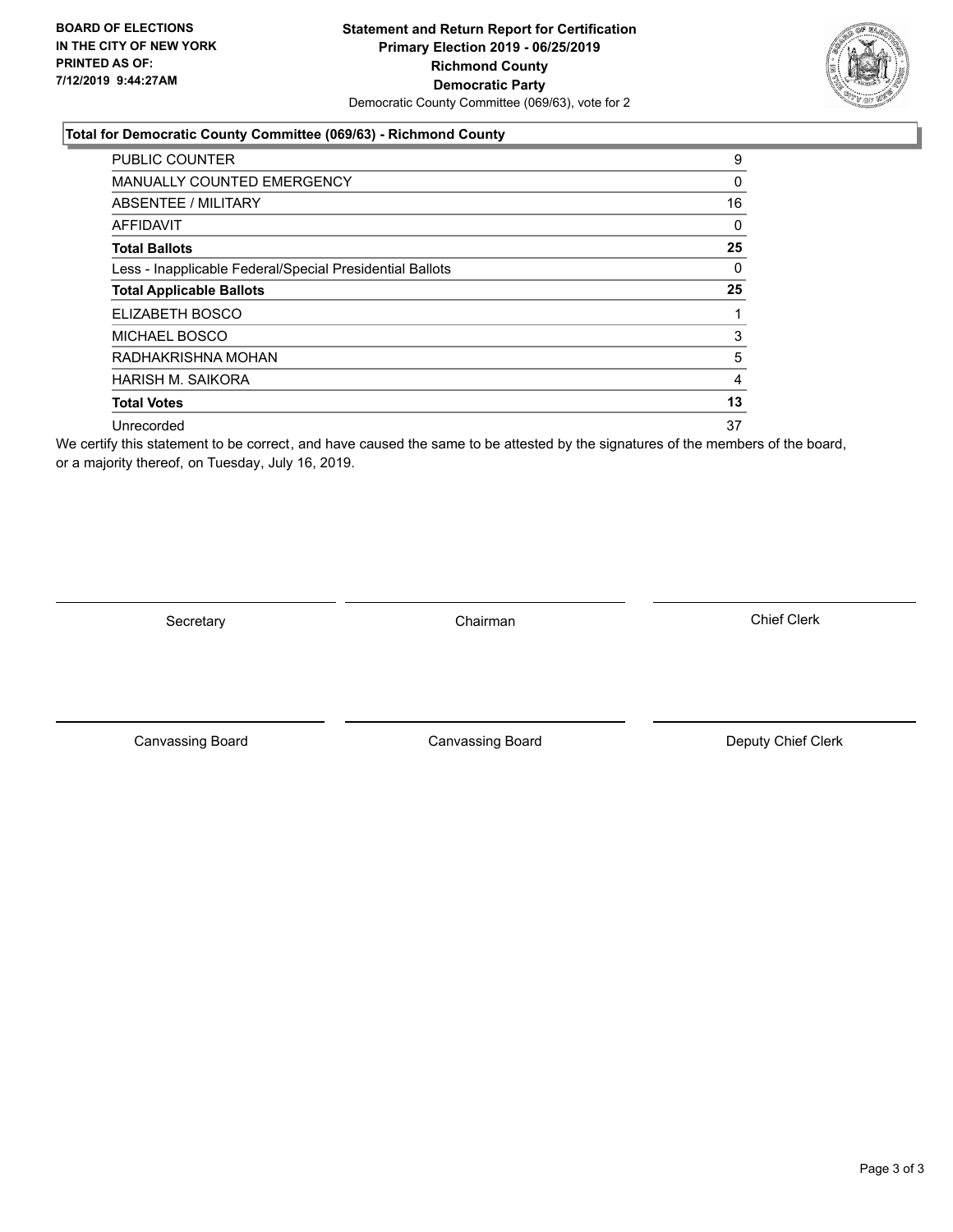**BOARD OF ELECTIONS IN THE CITY OF NEW YORK PRINTED AS OF: 7/12/2019 9:44:27AM**

**Statement and Return Report for Certification**
**Primary Election 2019 - 06/25/2019**
**Richmond County**
**Democratic Party**
Democratic County Committee (069/63), vote for 2

### Total for Democratic County Committee (069/63) - Richmond County

| | |
|---|---|
| PUBLIC COUNTER | 9 |
| MANUALLY COUNTED EMERGENCY | 0 |
| ABSENTEE / MILITARY | 16 |
| AFFIDAVIT | 0 |
| **Total Ballots** | **25** |
| Less - Inapplicable Federal/Special Presidential Ballots | 0 |
| **Total Applicable Ballots** | **25** |
| ELIZABETH BOSCO | 1 |
| MICHAEL BOSCO | 3 |
| RADHAKRISHNA MOHAN | 5 |
| HARISH M. SAIKORA | 4 |
| **Total Votes** | **13** |
| Unrecorded | 37 |

We certify this statement to be correct, and have caused the same to be attested by the signatures of the members of the board, or a majority thereof, on Tuesday, July 16, 2019.

Secretary

Chairman

Chief Clerk

Canvassing Board

Canvassing Board

Deputy Chief Clerk